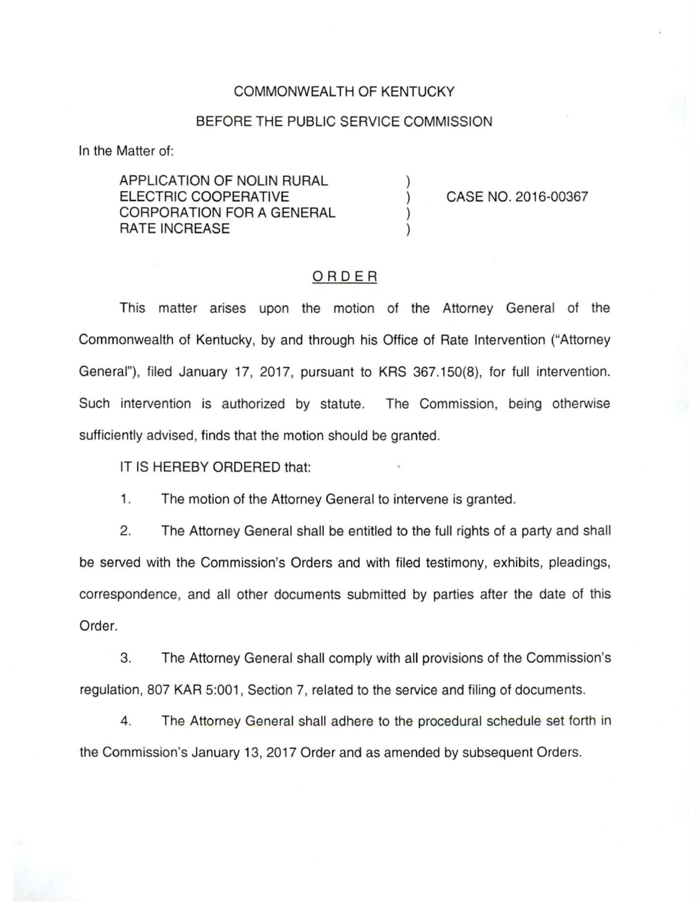COMMONWEALTH OF KENTUCKY

BEFORE THE PUBLIC SERVICE COMMISSION

In the Matter of:

APPLICATION OF NOLIN RURAL ELECTRIC COOPERATIVE CORPORATION FOR A GENERAL RATE INCREASE ) CASE NO. 2016-00367

## ORDER

This matter arises upon the motion of the Attorney General of the Commonwealth of Kentucky, by and through his Office of Rate Intervention ("Attorney General"), filed January 17, 2017, pursuant to KRS 367.150(8), for full intervention. Such intervention is authorized by statute. The Commission, being otherwise sufficiently advised, finds that the motion should be granted.

IT IS HEREBY ORDERED that:

1. The motion of the Attorney General to intervene is granted.

2. The Attorney General shall be entitled to the full rights of a party and shall be served with the Commission's Orders and with filed testimony, exhibits, pleadings, correspondence, and all other documents submitted by parties after the date of this Order.

3. The Attorney General shall comply with all provisions of the Commission's regulation, 807 KAR 5:001, Section 7, related to the service and filing of documents.

4. The Attorney General shall adhere to the procedural schedule set forth in the Commission's January 13, 2017 Order and as amended by subsequent Orders.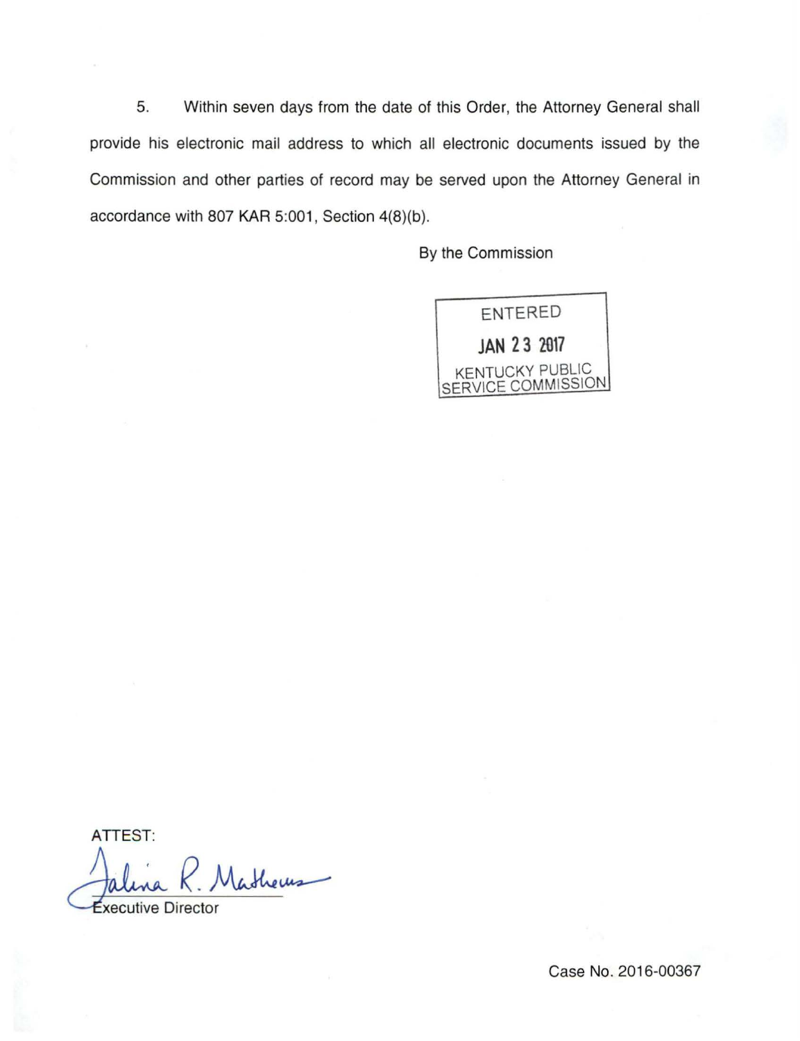5. Within seven days from the date of this Order, the Attorney General shall provide his electronic mail address to which all electronic documents issued by the Commission and other parties of record may be served upon the Attorney General in accordance with 807 KAR 5:001, Section 4(8)(b).

By the Commission

ENTERED
JAN 23 2017
KENTUCKY PUBLIC SERVICE COMMISSION

ATTEST:

Executive Director

Case No. 2016-00367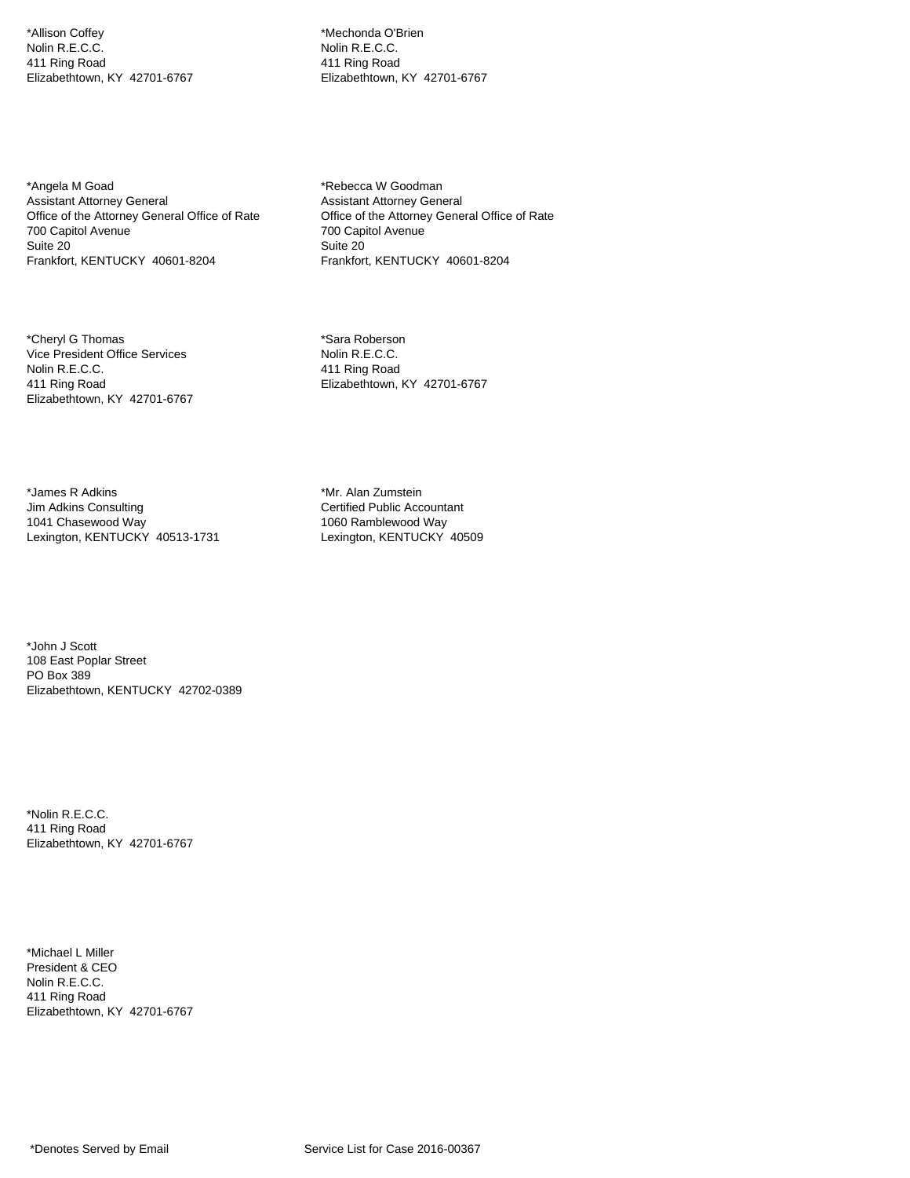*Allison Coffey
Nolin R.E.C.C.
411 Ring Road
Elizabethtown, KY 42701-6767

*Mechonda O'Brien
Nolin R.E.C.C.
411 Ring Road
Elizabethtown, KY 42701-6767

*Angela M Goad
Assistant Attorney General
Office of the Attorney General Office of Rate
700 Capitol Avenue
Suite 20
Frankfort, KENTUCKY 40601-8204

*Rebecca W Goodman
Assistant Attorney General
Office of the Attorney General Office of Rate
700 Capitol Avenue
Suite 20
Frankfort, KENTUCKY 40601-8204

*Cheryl G Thomas
Vice President Office Services
Nolin R.E.C.C.
411 Ring Road
Elizabethtown, KY 42701-6767

*Sara Roberson
Nolin R.E.C.C.
411 Ring Road
Elizabethtown, KY 42701-6767

*James R Adkins
Jim Adkins Consulting
1041 Chasewood Way
Lexington, KENTUCKY 40513-1731

*Mr. Alan Zumstein
Certified Public Accountant
1060 Ramblewood Way
Lexington, KENTUCKY 40509

*John J Scott
108 East Poplar Street
PO Box 389
Elizabethtown, KENTUCKY 42702-0389

*Nolin R.E.C.C.
411 Ring Road
Elizabethtown, KY 42701-6767

*Michael L Miller
President & CEO
Nolin R.E.C.C.
411 Ring Road
Elizabethtown, KY 42701-6767

*Denotes Served by Email

Service List for Case 2016-00367